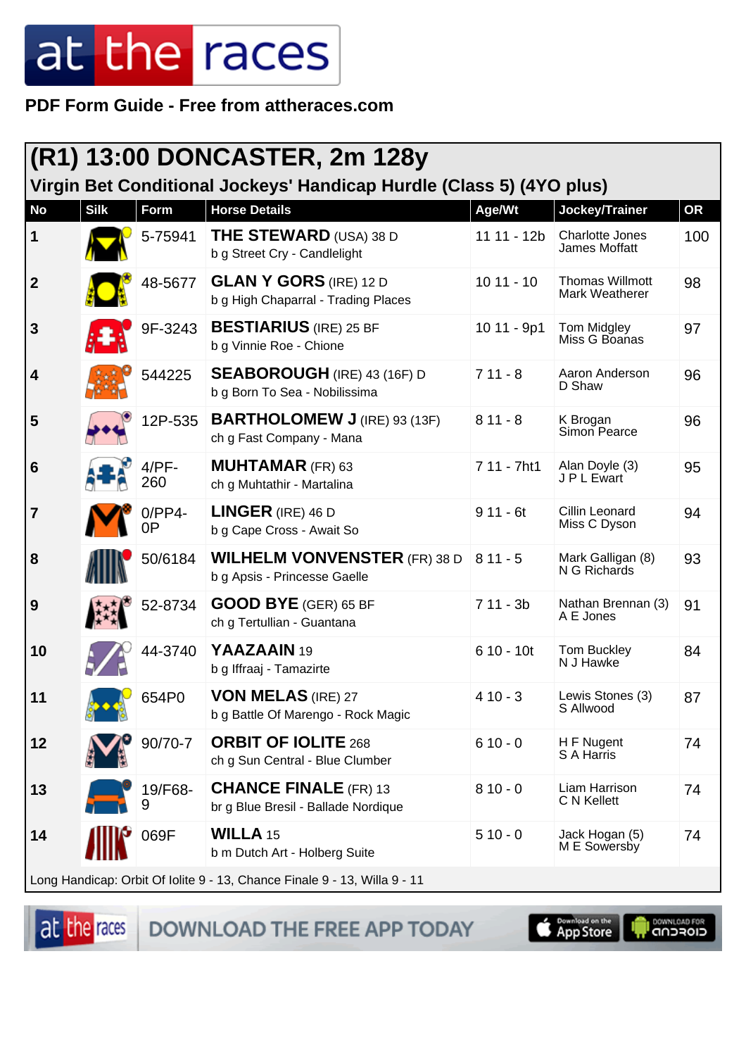PDF Form Guide - Free from attheraces.com

# (R1) 13:00 DONCASTER, 2m 128y

## Virgin Bet Conditional Jockeys' Handicap Hurdle (Class 5) (4YO plus)

| No | Silk | Form | Horse Details | Age/Wt | Jockey/Trainer | OR |
|---|---|---|---|---|---|---|
| 1 | | 5-75941 | **THE STEWARD** (USA) 38 D<br>b g Street Cry - Candlelight | 11 11 - 12b | Charlotte Jones<br>James Moffatt | 100 |
| 2 | | 48-5677 | **GLAN Y GORS** (IRE) 12 D<br>b g High Chaparral - Trading Places | 10 11 - 10 | Thomas Willmott<br>Mark Weatherer | 98 |
| 3 | | 9F-3243 | **BESTIARIUS** (IRE) 25 BF<br>b g Vinnie Roe - Chione | 10 11 - 9p1 | Tom Midgley<br>Miss G Boanas | 97 |
| 4 | | 544225 | **SEABOROUGH** (IRE) 43 (16F) D<br>b g Born To Sea - Nobilissima | 7 11 - 8 | Aaron Anderson<br>D Shaw | 96 |
| 5 | | 12P-535 | **BARTHOLOMEW J** (IRE) 93 (13F)<br>ch g Fast Company - Mana | 8 11 - 8 | K Brogan<br>Simon Pearce | 96 |
| 6 | | 4/PF-260 | **MUHTAMAR** (FR) 63<br>ch g Muhtathir - Martalina | 7 11 - 7ht1 | Alan Doyle (3)<br>J P L Ewart | 95 |
| 7 | | 0/PP4-0P | **LINGER** (IRE) 46 D<br>b g Cape Cross - Await So | 9 11 - 6t | Cillin Leonard<br>Miss C Dyson | 94 |
| 8 | | 50/6184 | **WILHELM VONVENSTER** (FR) 38 D<br>b g Apsis - Princesse Gaelle | 8 11 - 5 | Mark Galligan (8)<br>N G Richards | 93 |
| 9 | | 52-8734 | **GOOD BYE** (GER) 65 BF<br>ch g Tertullian - Guantana | 7 11 - 3b | Nathan Brennan (3)<br>A E Jones | 91 |
| 10 | | 44-3740 | **YAAZAAIN** 19<br>b g Iffraaj - Tamazirte | 6 10 - 10t | Tom Buckley<br>N J Hawke | 84 |
| 11 | | 654P0 | **VON MELAS** (IRE) 27<br>b g Battle Of Marengo - Rock Magic | 4 10 - 3 | Lewis Stones (3)<br>S Allwood | 87 |
| 12 | | 90/70-7 | **ORBIT OF IOLITE** 268<br>ch g Sun Central - Blue Clumber | 6 10 - 0 | H F Nugent<br>S A Harris | 74 |
| 13 | | 19/F68-9 | **CHANCE FINALE** (FR) 13<br>br g Blue Bresil - Ballade Nordique | 8 10 - 0 | Liam Harrison<br>C N Kellett | 74 |
| 14 | | 069F | **WILLA** 15<br>b m Dutch Art - Holberg Suite | 5 10 - 0 | Jack Hogan (5)<br>M E Sowersby | 74 |

Long Handicap: Orbit Of Iolite 9 - 13, Chance Finale 9 - 13, Willa 9 - 11

DOWNLOAD THE FREE APP TODAY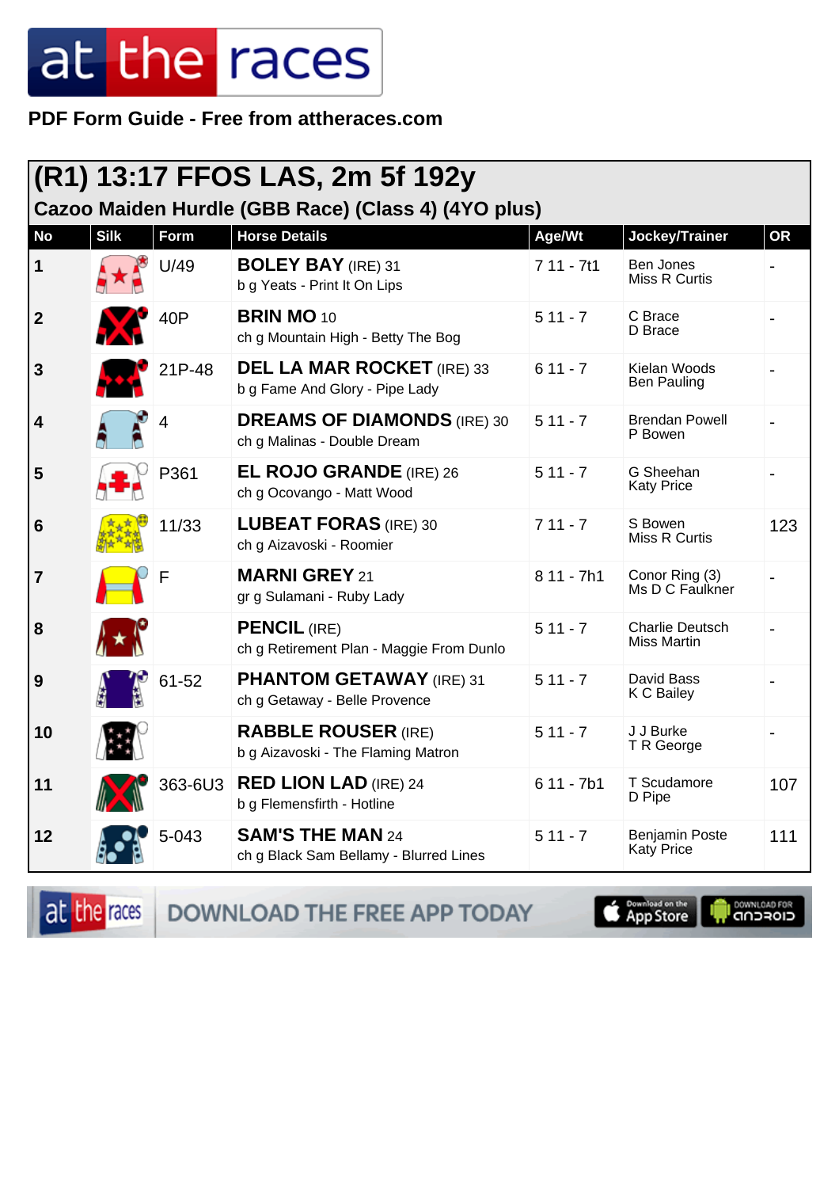**PDF Form Guide - Free from attheraces.com**

## (R1) 13:17 FFOS LAS, 2m 5f 192y

### Cazoo Maiden Hurdle (GBB Race) (Class 4) (4YO plus)

| No | Silk | Form | Horse Details | Age/Wt | Jockey/Trainer | OR |
|---|---|---|---|---|---|---|
| 1 | | U/49 | **BOLEY BAY** (IRE) 31<br>b g Yeats - Print It On Lips | 7 11 - 7t1 | Ben Jones<br>Miss R Curtis | - |
| 2 | | 40P | **BRIN MO** 10<br>ch g Mountain High - Betty The Bog | 5 11 - 7 | C Brace<br>D Brace | - |
| 3 | | 21P-48 | **DEL LA MAR ROCKET** (IRE) 33<br>b g Fame And Glory - Pipe Lady | 6 11 - 7 | Kielan Woods<br>Ben Pauling | - |
| 4 | | 4 | **DREAMS OF DIAMONDS** (IRE) 30<br>ch g Malinas - Double Dream | 5 11 - 7 | Brendan Powell<br>P Bowen | - |
| 5 | | P361 | **EL ROJO GRANDE** (IRE) 26<br>ch g Ocovango - Matt Wood | 5 11 - 7 | G Sheehan<br>Katy Price | - |
| 6 | | 11/33 | **LUBEAT FORAS** (IRE) 30<br>ch g Aizavoski - Roomier | 7 11 - 7 | S Bowen<br>Miss R Curtis | 123 |
| 7 | | F | **MARNI GREY** 21<br>gr g Sulamani - Ruby Lady | 8 11 - 7h1 | Conor Ring (3)<br>Ms D C Faulkner | - |
| 8 | | | **PENCIL** (IRE)<br>ch g Retirement Plan - Maggie From Dunlo | 5 11 - 7 | Charlie Deutsch<br>Miss Martin | - |
| 9 | | 61-52 | **PHANTOM GETAWAY** (IRE) 31<br>ch g Getaway - Belle Provence | 5 11 - 7 | David Bass<br>K C Bailey | - |
| 10 | | | **RABBLE ROUSER** (IRE)<br>b g Aizavoski - The Flaming Matron | 5 11 - 7 | J J Burke<br>T R George | - |
| 11 | | 363-6U3 | **RED LION LAD** (IRE) 24<br>b g Flemensfirth - Hotline | 6 11 - 7b1 | T Scudamore<br>D Pipe | 107 |
| 12 | | 5-043 | **SAM'S THE MAN** 24<br>ch g Black Sam Bellamy - Blurred Lines | 5 11 - 7 | Benjamin Poste<br>Katy Price | 111 |

DOWNLOAD THE FREE APP TODAY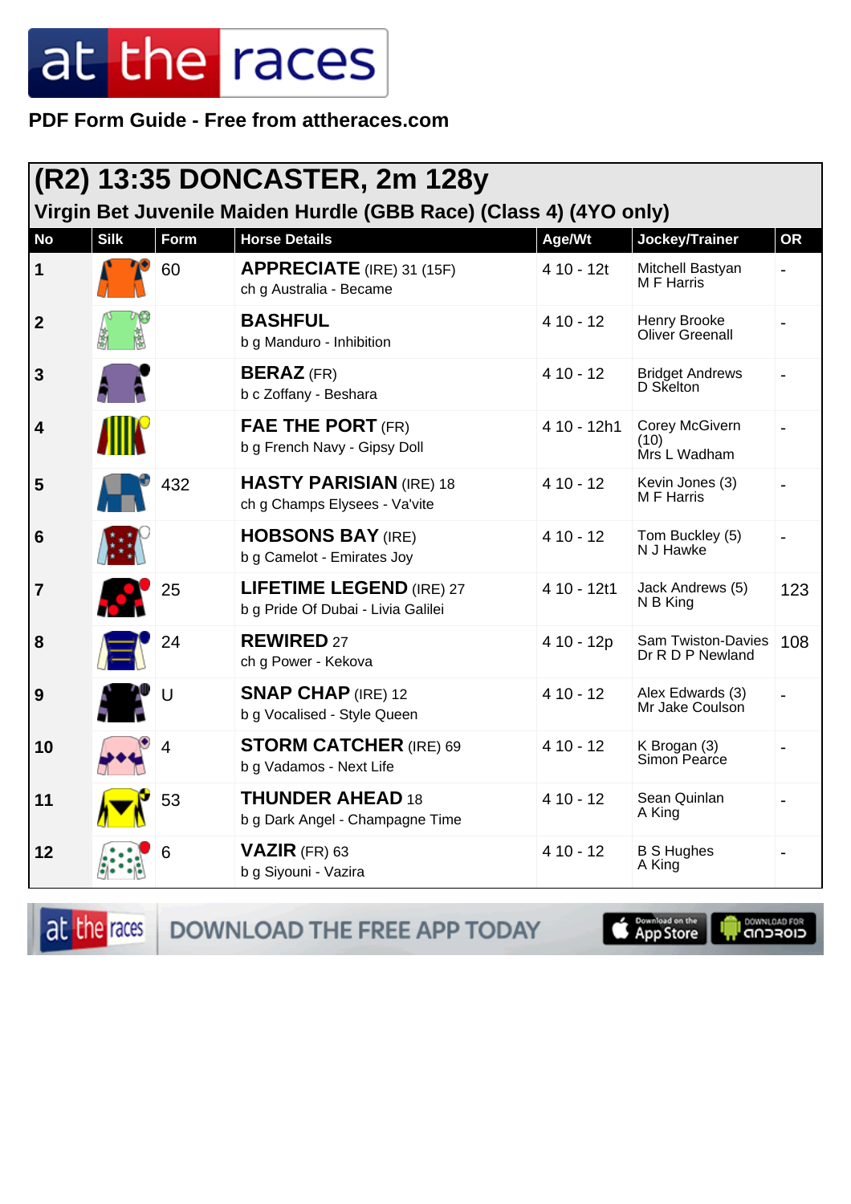PDF Form Guide - Free from attheraces.com

## (R2) 13:35 DONCASTER, 2m 128y

### Virgin Bet Juvenile Maiden Hurdle (GBB Race) (Class 4) (4YO only)

| No | Silk | Form | Horse Details | Age/Wt | Jockey/Trainer | OR |
|---|---|---|---|---|---|---|
| 1 | | 60 | **APPRECIATE** (IRE) 31 (15F)<br>ch g Australia - Became | 4 10 - 12t | Mitchell Bastyan<br>M F Harris | - |
| 2 | | | **BASHFUL**<br>b g Manduro - Inhibition | 4 10 - 12 | Henry Brooke<br>Oliver Greenall | - |
| 3 | | | **BERAZ** (FR)<br>b c Zoffany - Beshara | 4 10 - 12 | Bridget Andrews<br>D Skelton | - |
| 4 | | | **FAE THE PORT** (FR)<br>b g French Navy - Gipsy Doll | 4 10 - 12h1 | Corey McGivern (10)<br>Mrs L Wadham | - |
| 5 | | 432 | **HASTY PARISIAN** (IRE) 18<br>ch g Champs Elysees - Va'vite | 4 10 - 12 | Kevin Jones (3)<br>M F Harris | - |
| 6 | | | **HOBSONS BAY** (IRE)<br>b g Camelot - Emirates Joy | 4 10 - 12 | Tom Buckley (5)<br>N J Hawke | - |
| 7 | | 25 | **LIFETIME LEGEND** (IRE) 27<br>b g Pride Of Dubai - Livia Galilei | 4 10 - 12t1 | Jack Andrews (5)<br>N B King | 123 |
| 8 | | 24 | **REWIRED** 27<br>ch g Power - Kekova | 4 10 - 12p | Sam Twiston-Davies<br>Dr R D P Newland | 108 |
| 9 | | U | **SNAP CHAP** (IRE) 12<br>b g Vocalised - Style Queen | 4 10 - 12 | Alex Edwards (3)<br>Mr Jake Coulson | - |
| 10 | | 4 | **STORM CATCHER** (IRE) 69<br>b g Vadamos - Next Life | 4 10 - 12 | K Brogan (3)<br>Simon Pearce | - |
| 11 | | 53 | **THUNDER AHEAD** 18<br>b g Dark Angel - Champagne Time | 4 10 - 12 | Sean Quinlan<br>A King | - |
| 12 | | 6 | **VAZIR** (FR) 63<br>b g Siyouni - Vazira | 4 10 - 12 | B S Hughes<br>A King | - |

DOWNLOAD THE FREE APP TODAY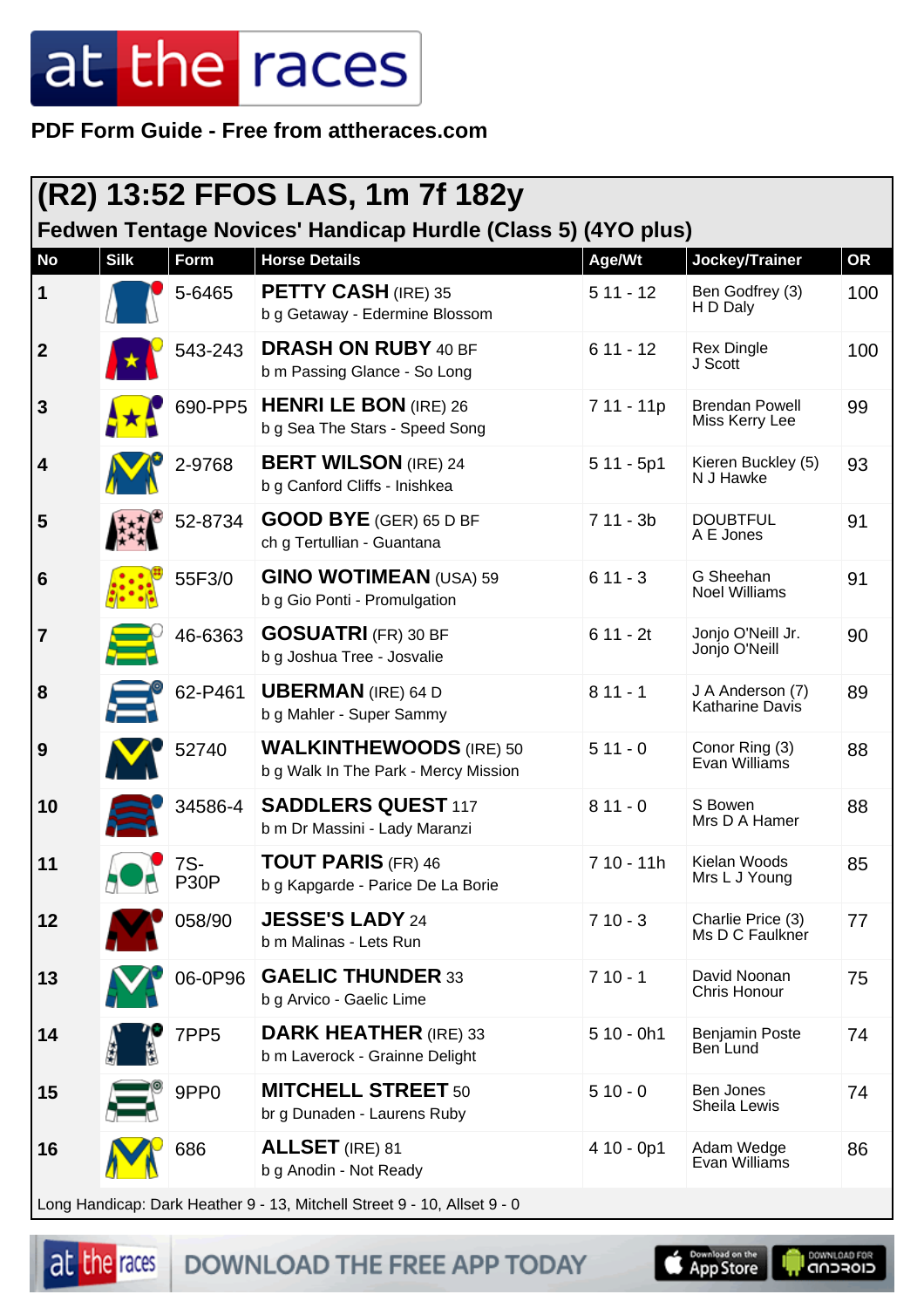PDF Form Guide - Free from attheraces.com

## (R2) 13:52 FFOS LAS, 1m 7f 182y

### Fedwen Tentage Novices' Handicap Hurdle (Class 5) (4YO plus)

| No | Silk | Form | Horse Details | Age/Wt | Jockey/Trainer | OR |
|---|---|---|---|---|---|---|
| 1 | | 5-6465 | **PETTY CASH** (IRE) 35<br>b g Getaway - Edermine Blossom | 5 11 - 12 | Ben Godfrey (3)<br>H D Daly | 100 |
| 2 | | 543-243 | **DRASH ON RUBY** 40 BF<br>b m Passing Glance - So Long | 6 11 - 12 | Rex Dingle<br>J Scott | 100 |
| 3 | | 690-PP5 | **HENRI LE BON** (IRE) 26<br>b g Sea The Stars - Speed Song | 7 11 - 11p | Brendan Powell<br>Miss Kerry Lee | 99 |
| 4 | | 2-9768 | **BERT WILSON** (IRE) 24<br>b g Canford Cliffs - Inishkea | 5 11 - 5p1 | Kieren Buckley (5)<br>N J Hawke | 93 |
| 5 | | 52-8734 | **GOOD BYE** (GER) 65 D BF<br>ch g Tertullian - Guantana | 7 11 - 3b | DOUBTFUL<br>A E Jones | 91 |
| 6 | | 55F3/0 | **GINO WOTIMEAN** (USA) 59<br>b g Gio Ponti - Promulgation | 6 11 - 3 | G Sheehan<br>Noel Williams | 91 |
| 7 | | 46-6363 | **GOSUATRI** (FR) 30 BF<br>b g Joshua Tree - Josvalie | 6 11 - 2t | Jonjo O'Neill Jr.<br>Jonjo O'Neill | 90 |
| 8 | | 62-P461 | **UBERMAN** (IRE) 64 D<br>b g Mahler - Super Sammy | 8 11 - 1 | J A Anderson (7)<br>Katharine Davis | 89 |
| 9 | | 52740 | **WALKINTHEWOODS** (IRE) 50<br>b g Walk In The Park - Mercy Mission | 5 11 - 0 | Conor Ring (3)<br>Evan Williams | 88 |
| 10 | | 34586-4 | **SADDLERS QUEST** 117<br>b m Dr Massini - Lady Maranzi | 8 11 - 0 | S Bowen<br>Mrs D A Hamer | 88 |
| 11 | | 7S-P30P | **TOUT PARIS** (FR) 46<br>b g Kapgarde - Parice De La Borie | 7 10 - 11h | Kielan Woods<br>Mrs L J Young | 85 |
| 12 | | 058/90 | **JESSE'S LADY** 24<br>b m Malinas - Lets Run | 7 10 - 3 | Charlie Price (3)<br>Ms D C Faulkner | 77 |
| 13 | | 06-0P96 | **GAELIC THUNDER** 33<br>b g Arvico - Gaelic Lime | 7 10 - 1 | David Noonan<br>Chris Honour | 75 |
| 14 | | 7PP5 | **DARK HEATHER** (IRE) 33<br>b m Laverock - Grainne Delight | 5 10 - 0h1 | Benjamin Poste<br>Ben Lund | 74 |
| 15 | | 9PP0 | **MITCHELL STREET** 50<br>br g Dunaden - Laurens Ruby | 5 10 - 0 | Ben Jones<br>Sheila Lewis | 74 |
| 16 | | 686 | **ALLSET** (IRE) 81<br>b g Anodin - Not Ready | 4 10 - 0p1 | Adam Wedge<br>Evan Williams | 86 |

Long Handicap: Dark Heather 9 - 13, Mitchell Street 9 - 10, Allset 9 - 0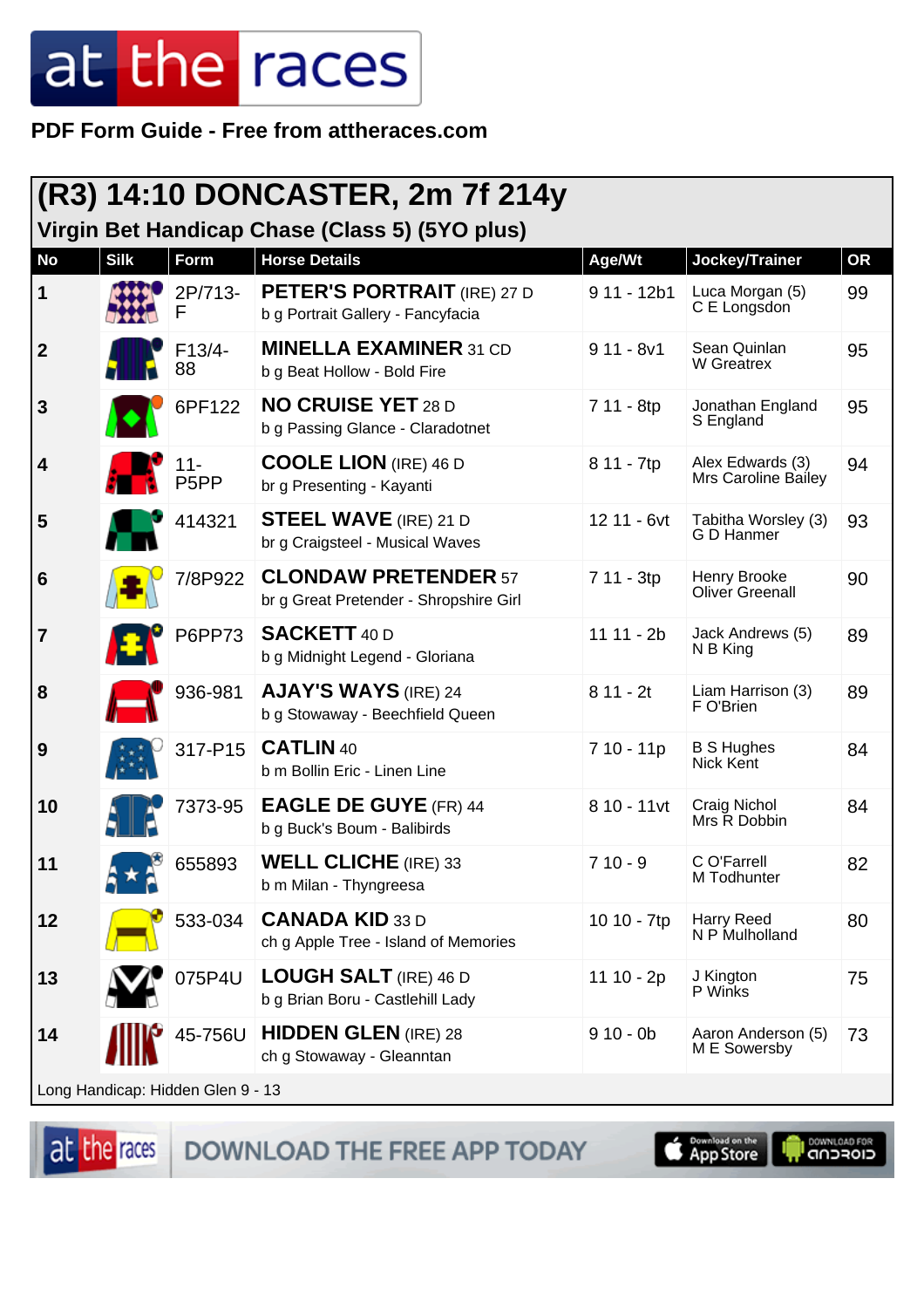# at the races

**PDF Form Guide - Free from attheraces.com**

## (R3) 14:10 DONCASTER, 2m 7f 214y

### Virgin Bet Handicap Chase (Class 5) (5YO plus)

| No | Silk | Form | Horse Details | Age/Wt | Jockey/Trainer | OR |
|---|---|---|---|---|---|---|
| 1 | | 2P/713-F | **PETER'S PORTRAIT** (IRE) 27 D<br>b g Portrait Gallery - Fancyfacia | 9 11 - 12b1 | Luca Morgan (5)<br>C E Longsdon | 99 |
| 2 | | F13/4-88 | **MINELLA EXAMINER** 31 CD<br>b g Beat Hollow - Bold Fire | 9 11 - 8v1 | Sean Quinlan<br>W Greatrex | 95 |
| 3 | | 6PF122 | **NO CRUISE YET** 28 D<br>b g Passing Glance - Claradotnet | 7 11 - 8tp | Jonathan England<br>S England | 95 |
| 4 | | 11-P5PP | **COOLE LION** (IRE) 46 D<br>br g Presenting - Kayanti | 8 11 - 7tp | Alex Edwards (3)<br>Mrs Caroline Bailey | 94 |
| 5 | | 414321 | **STEEL WAVE** (IRE) 21 D<br>br g Craigsteel - Musical Waves | 12 11 - 6vt | Tabitha Worsley (3)<br>G D Hanmer | 93 |
| 6 | | 7/8P922 | **CLONDAW PRETENDER** 57<br>br g Great Pretender - Shropshire Girl | 7 11 - 3tp | Henry Brooke<br>Oliver Greenall | 90 |
| 7 | | P6PP73 | **SACKETT** 40 D<br>b g Midnight Legend - Gloriana | 11 11 - 2b | Jack Andrews (5)<br>N B King | 89 |
| 8 | | 936-981 | **AJAY'S WAYS** (IRE) 24<br>b g Stowaway - Beechfield Queen | 8 11 - 2t | Liam Harrison (3)<br>F O'Brien | 89 |
| 9 | | 317-P15 | **CATLIN** 40<br>b m Bollin Eric - Linen Line | 7 10 - 11p | B S Hughes<br>Nick Kent | 84 |
| 10 | | 7373-95 | **EAGLE DE GUYE** (FR) 44<br>b g Buck's Boum - Balibirds | 8 10 - 11vt | Craig Nichol<br>Mrs R Dobbin | 84 |
| 11 | | 655893 | **WELL CLICHE** (IRE) 33<br>b m Milan - Thyngreesa | 7 10 - 9 | C O'Farrell<br>M Todhunter | 82 |
| 12 | | 533-034 | **CANADA KID** 33 D<br>ch g Apple Tree - Island of Memories | 10 10 - 7tp | Harry Reed<br>N P Mulholland | 80 |
| 13 | | 075P4U | **LOUGH SALT** (IRE) 46 D<br>b g Brian Boru - Castlehill Lady | 11 10 - 2p | J Kington<br>P Winks | 75 |
| 14 | | 45-756U | **HIDDEN GLEN** (IRE) 28<br>ch g Stowaway - Gleanntan | 9 10 - 0b | Aaron Anderson (5)<br>M E Sowersby | 73 |

Long Handicap: Hidden Glen 9 - 13

DOWNLOAD THE FREE APP TODAY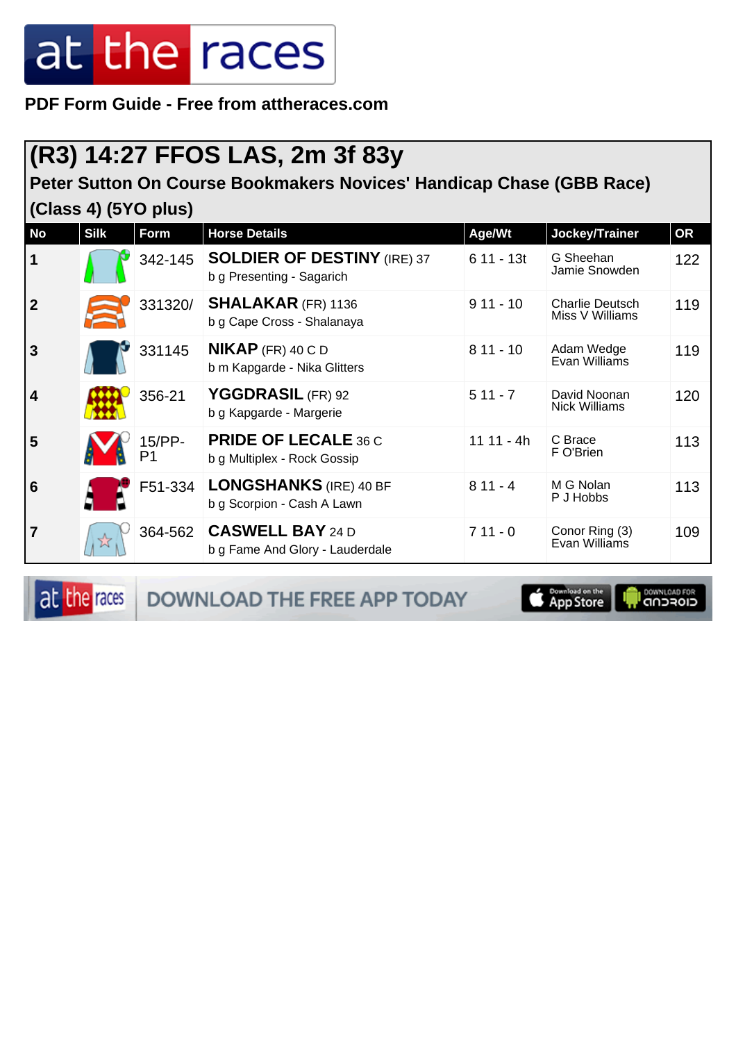PDF Form Guide - Free from attheraces.com

# (R3) 14:27 FFOS LAS, 2m 3f 83y

**Peter Sutton On Course Bookmakers Novices' Handicap Chase (GBB Race) (Class 4) (5YO plus)**

| No | Silk | Form | Horse Details | Age/Wt | Jockey/Trainer | OR |
|---|---|---|---|---|---|---|
| 1 | | 342-145 | **SOLDIER OF DESTINY** (IRE) 37<br>b g Presenting - Sagarich | 6 11 - 13t | G Sheehan<br>Jamie Snowden | 122 |
| 2 | | 331320/ | **SHALAKAR** (FR) 1136<br>b g Cape Cross - Shalanaya | 9 11 - 10 | Charlie Deutsch<br>Miss V Williams | 119 |
| 3 | | 331145 | **NIKAP** (FR) 40 C D<br>b m Kapgarde - Nika Glitters | 8 11 - 10 | Adam Wedge<br>Evan Williams | 119 |
| 4 | | 356-21 | **YGGDRASIL** (FR) 92<br>b g Kapgarde - Margerie | 5 11 - 7 | David Noonan<br>Nick Williams | 120 |
| 5 | | 15/PP-P1 | **PRIDE OF LECALE** 36 C<br>b g Multiplex - Rock Gossip | 11 11 - 4h | C Brace<br>F O'Brien | 113 |
| 6 | | F51-334 | **LONGSHANKS** (IRE) 40 BF<br>b g Scorpion - Cash A Lawn | 8 11 - 4 | M G Nolan<br>P J Hobbs | 113 |
| 7 | | 364-562 | **CASWELL BAY** 24 D<br>b g Fame And Glory - Lauderdale | 7 11 - 0 | Conor Ring (3)<br>Evan Williams | 109 |

DOWNLOAD THE FREE APP TODAY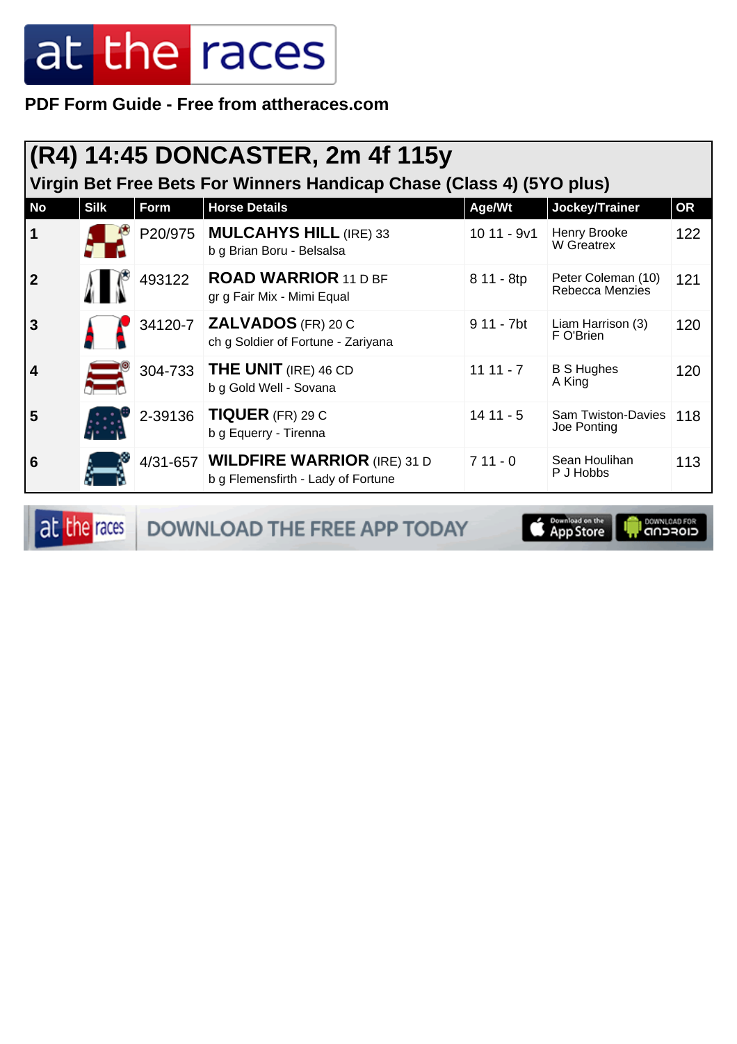# at the races

**PDF Form Guide - Free from attheraces.com**

## (R4) 14:45 DONCASTER, 2m 4f 115y

### Virgin Bet Free Bets For Winners Handicap Chase (Class 4) (5YO plus)

| No | Silk | Form | Horse Details | Age/Wt | Jockey/Trainer | OR |
|---|---|---|---|---|---|---|
| 1 | | P20/975 | **MULCAHYS HILL** (IRE) 33<br>b g Brian Boru - Belsalsa | 10 11 - 9v1 | Henry Brooke<br>W Greatrex | 122 |
| 2 | | 493122 | **ROAD WARRIOR** 11 D BF<br>gr g Fair Mix - Mimi Equal | 8 11 - 8tp | Peter Coleman (10)<br>Rebecca Menzies | 121 |
| 3 | | 34120-7 | **ZALVADOS** (FR) 20 C<br>ch g Soldier of Fortune - Zariyana | 9 11 - 7bt | Liam Harrison (3)<br>F O'Brien | 120 |
| 4 | | 304-733 | **THE UNIT** (IRE) 46 CD<br>b g Gold Well - Sovana | 11 11 - 7 | B S Hughes<br>A King | 120 |
| 5 | | 2-39136 | **TIQUER** (FR) 29 C<br>b g Equerry - Tirenna | 14 11 - 5 | Sam Twiston-Davies<br>Joe Ponting | 118 |
| 6 | | 4/31-657 | **WILDFIRE WARRIOR** (IRE) 31 D<br>b g Flemensfirth - Lady of Fortune | 7 11 - 0 | Sean Houlihan<br>P J Hobbs | 113 |

at the races DOWNLOAD THE FREE APP TODAY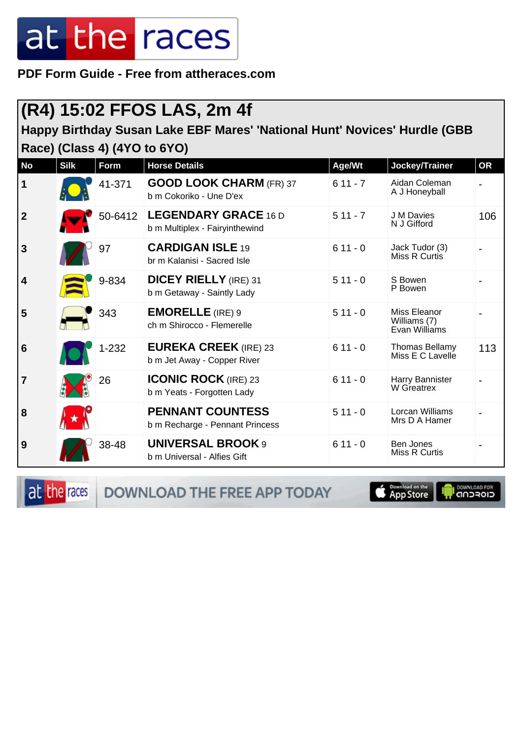**PDF Form Guide - Free from attheraces.com**

## (R4) 15:02 FFOS LAS, 2m 4f

### Happy Birthday Susan Lake EBF Mares' 'National Hunt' Novices' Hurdle (GBB Race) (Class 4) (4YO to 6YO)

| No | Silk | Form | Horse Details | Age/Wt | Jockey/Trainer | OR |
|---|---|---|---|---|---|---|
| 1 | | 41-371 | **GOOD LOOK CHARM** (FR) 37<br>b m Cokoriko - Une D'ex | 6 11 - 7 | Aidan Coleman<br>A J Honeyball | - |
| 2 | | 50-6412 | **LEGENDARY GRACE** 16 D<br>b m Multiplex - Fairyinthewind | 5 11 - 7 | J M Davies<br>N J Gifford | 106 |
| 3 | | 97 | **CARDIGAN ISLE** 19<br>br m Kalanisi - Sacred Isle | 6 11 - 0 | Jack Tudor (3)<br>Miss R Curtis | - |
| 4 | | 9-834 | **DICEY RIELLY** (IRE) 31<br>b m Getaway - Saintly Lady | 5 11 - 0 | S Bowen<br>P Bowen | - |
| 5 | | 343 | **EMORELLE** (IRE) 9<br>ch m Shirocco - Flemerelle | 5 11 - 0 | Miss Eleanor Williams (7)<br>Evan Williams | - |
| 6 | | 1-232 | **EUREKA CREEK** (IRE) 23<br>b m Jet Away - Copper River | 6 11 - 0 | Thomas Bellamy<br>Miss E C Lavelle | 113 |
| 7 | | 26 | **ICONIC ROCK** (IRE) 23<br>b m Yeats - Forgotten Lady | 6 11 - 0 | Harry Bannister<br>W Greatrex | - |
| 8 | | | **PENNANT COUNTESS**<br>b m Recharge - Pennant Princess | 5 11 - 0 | Lorcan Williams<br>Mrs D A Hamer | - |
| 9 | | 38-48 | **UNIVERSAL BROOK** 9<br>b m Universal - Alfies Gift | 6 11 - 0 | Ben Jones<br>Miss R Curtis | - |

DOWNLOAD THE FREE APP TODAY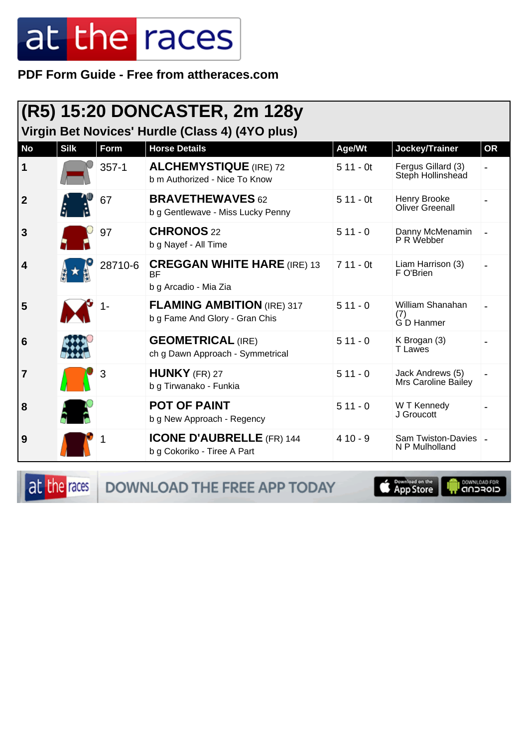PDF Form Guide - Free from attheraces.com

## (R5) 15:20 DONCASTER, 2m 128y

### Virgin Bet Novices' Hurdle (Class 4) (4YO plus)

| No | Silk | Form | Horse Details | Age/Wt | Jockey/Trainer | OR |
|---|---|---|---|---|---|---|
| 1 | | 357-1 | **ALCHEMYSTIQUE** (IRE) 72<br>b m Authorized - Nice To Know | 5 11 - 0t | Fergus Gillard (3)<br>Steph Hollinshead | - |
| 2 | | 67 | **BRAVETHEWAVES** 62<br>b g Gentlewave - Miss Lucky Penny | 5 11 - 0t | Henry Brooke<br>Oliver Greenall | - |
| 3 | | 97 | **CHRONOS** 22<br>b g Nayef - All Time | 5 11 - 0 | Danny McMenamin<br>P R Webber | - |
| 4 | | 28710-6 | **CREGGAN WHITE HARE** (IRE) 13 BF<br>b g Arcadio - Mia Zia | 7 11 - 0t | Liam Harrison (3)<br>F O'Brien | - |
| 5 | | 1- | **FLAMING AMBITION** (IRE) 317<br>b g Fame And Glory - Gran Chis | 5 11 - 0 | William Shanahan (7)<br>G D Hanmer | - |
| 6 | | | **GEOMETRICAL** (IRE)<br>ch g Dawn Approach - Symmetrical | 5 11 - 0 | K Brogan (3)<br>T Lawes | - |
| 7 | | 3 | **HUNKY** (FR) 27<br>b g Tirwanako - Funkia | 5 11 - 0 | Jack Andrews (5)<br>Mrs Caroline Bailey | - |
| 8 | | | **POT OF PAINT**<br>b g New Approach - Regency | 5 11 - 0 | W T Kennedy<br>J Groucott | - |
| 9 | | 1 | **ICONE D'AUBRELLE** (FR) 144<br>b g Cokoriko - Tiree A Part | 4 10 - 9 | Sam Twiston-Davies<br>N P Mulholland | - |

DOWNLOAD THE FREE APP TODAY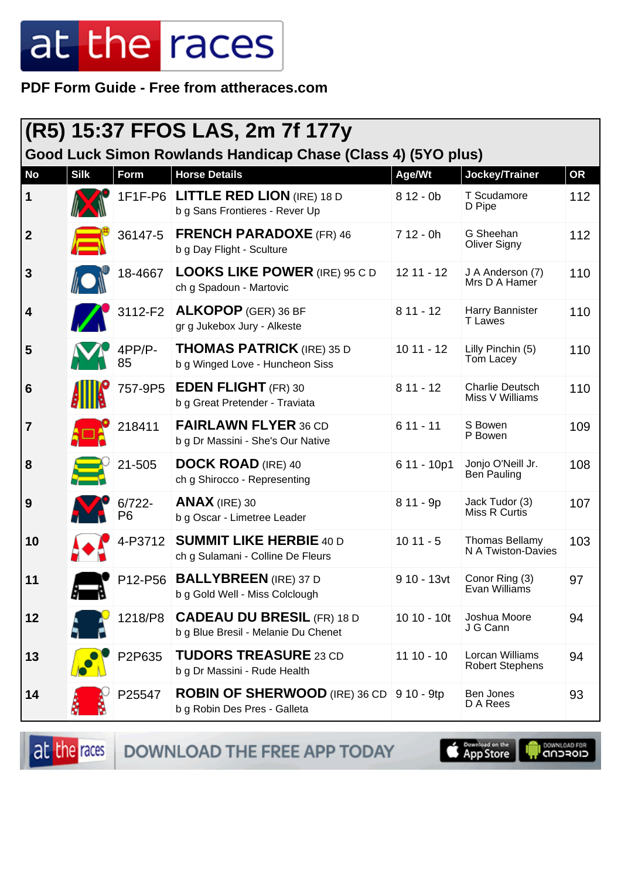# at the races

**PDF Form Guide - Free from attheraces.com**

## (R5) 15:37 FFOS LAS, 2m 7f 177y

### Good Luck Simon Rowlands Handicap Chase (Class 4) (5YO plus)

| No | Silk | Form | Horse Details | Age/Wt | Jockey/Trainer | OR |
|---|---|---|---|---|---|---|
| 1 | | 1F1F-P6 | **LITTLE RED LION** (IRE) 18 D<br>b g Sans Frontieres - Rever Up | 8 12 - 0b | T Scudamore<br>D Pipe | 112 |
| 2 | | 36147-5 | **FRENCH PARADOXE** (FR) 46<br>b g Day Flight - Sculture | 7 12 - 0h | G Sheehan<br>Oliver Signy | 112 |
| 3 | | 18-4667 | **LOOKS LIKE POWER** (IRE) 95 C D<br>ch g Spadoun - Martovic | 12 11 - 12 | J A Anderson (7)<br>Mrs D A Hamer | 110 |
| 4 | | 3112-F2 | **ALKOPOP** (GER) 36 BF<br>gr g Jukebox Jury - Alkeste | 8 11 - 12 | Harry Bannister<br>T Lawes | 110 |
| 5 | | 4PP/P-85 | **THOMAS PATRICK** (IRE) 35 D<br>b g Winged Love - Huncheon Siss | 10 11 - 12 | Lilly Pinchin (5)<br>Tom Lacey | 110 |
| 6 | | 757-9P5 | **EDEN FLIGHT** (FR) 30<br>b g Great Pretender - Traviata | 8 11 - 12 | Charlie Deutsch<br>Miss V Williams | 110 |
| 7 | | 218411 | **FAIRLAWN FLYER** 36 CD<br>b g Dr Massini - She's Our Native | 6 11 - 11 | S Bowen<br>P Bowen | 109 |
| 8 | | 21-505 | **DOCK ROAD** (IRE) 40<br>ch g Shirocco - Representing | 6 11 - 10p1 | Jonjo O'Neill Jr.<br>Ben Pauling | 108 |
| 9 | | 6/722-P6 | **ANAX** (IRE) 30<br>b g Oscar - Limetree Leader | 8 11 - 9p | Jack Tudor (3)<br>Miss R Curtis | 107 |
| 10 | | 4-P3712 | **SUMMIT LIKE HERBIE** 40 D<br>ch g Sulamani - Colline De Fleurs | 10 11 - 5 | Thomas Bellamy<br>N A Twiston-Davies | 103 |
| 11 | | P12-P56 | **BALLYBREEN** (IRE) 37 D<br>b g Gold Well - Miss Colclough | 9 10 - 13vt | Conor Ring (3)<br>Evan Williams | 97 |
| 12 | | 1218/P8 | **CADEAU DU BRESIL** (FR) 18 D<br>b g Blue Bresil - Melanie Du Chenet | 10 10 - 10t | Joshua Moore<br>J G Cann | 94 |
| 13 | | P2P635 | **TUDORS TREASURE** 23 CD<br>b g Dr Massini - Rude Health | 11 10 - 10 | Lorcan Williams<br>Robert Stephens | 94 |
| 14 | | P25547 | **ROBIN OF SHERWOOD** (IRE) 36 CD<br>b g Robin Des Pres - Galleta | 9 10 - 9tp | Ben Jones<br>D A Rees | 93 |

DOWNLOAD THE FREE APP TODAY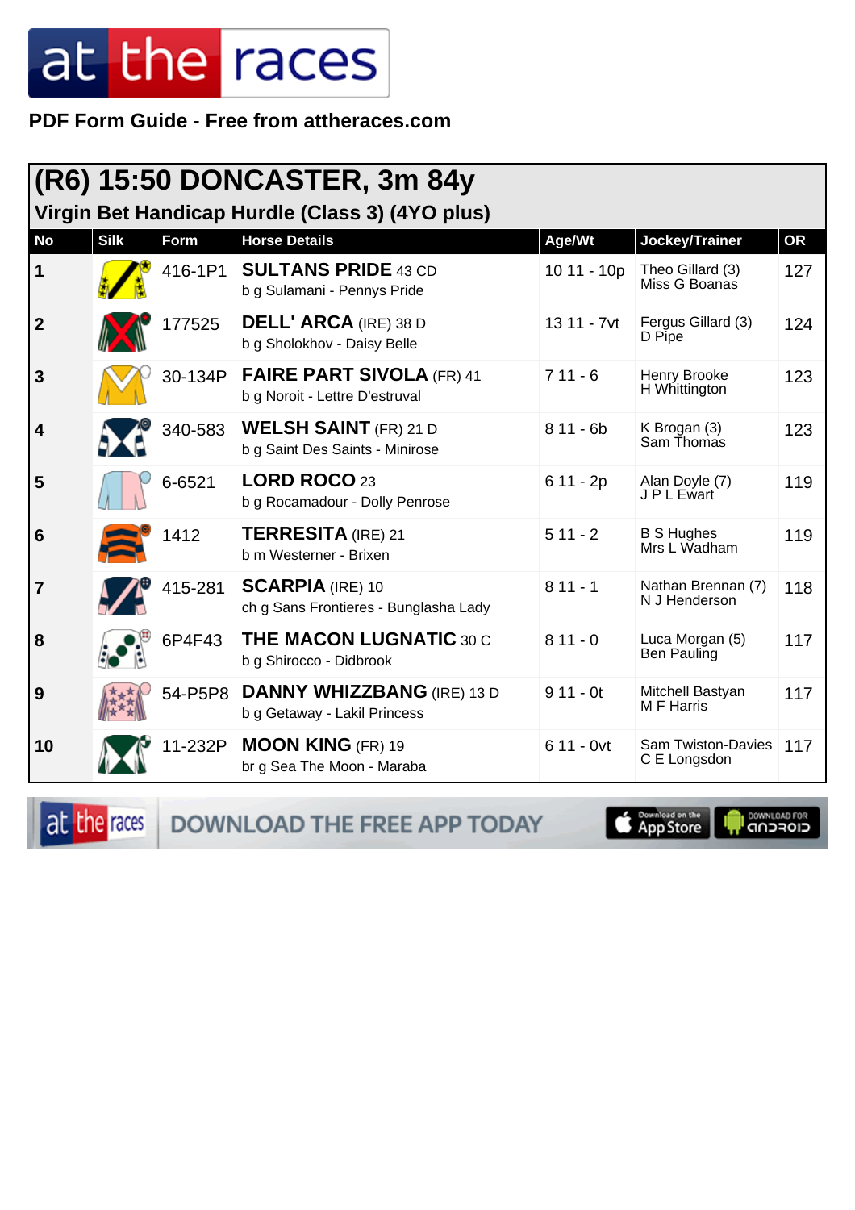PDF Form Guide - Free from attheraces.com

## (R6) 15:50 DONCASTER, 3m 84y

### Virgin Bet Handicap Hurdle (Class 3) (4YO plus)

| No | Silk | Form | Horse Details | Age/Wt | Jockey/Trainer | OR |
|---|---|---|---|---|---|---|
| 1 | | 416-1P1 | **SULTANS PRIDE** 43 CD<br>b g Sulamani - Pennys Pride | 10 11 - 10p | Theo Gillard (3)<br>Miss G Boanas | 127 |
| 2 | | 177525 | **DELL' ARCA** (IRE) 38 D<br>b g Sholokhov - Daisy Belle | 13 11 - 7vt | Fergus Gillard (3)<br>D Pipe | 124 |
| 3 | | 30-134P | **FAIRE PART SIVOLA** (FR) 41<br>b g Noroit - Lettre D'estruval | 7 11 - 6 | Henry Brooke<br>H Whittington | 123 |
| 4 | | 340-583 | **WELSH SAINT** (FR) 21 D<br>b g Saint Des Saints - Minirose | 8 11 - 6b | K Brogan (3)<br>Sam Thomas | 123 |
| 5 | | 6-6521 | **LORD ROCO** 23<br>b g Rocamadour - Dolly Penrose | 6 11 - 2p | Alan Doyle (7)<br>J P L Ewart | 119 |
| 6 | | 1412 | **TERRESITA** (IRE) 21<br>b m Westerner - Brixen | 5 11 - 2 | B S Hughes<br>Mrs L Wadham | 119 |
| 7 | | 415-281 | **SCARPIA** (IRE) 10<br>ch g Sans Frontieres - Bunglasha Lady | 8 11 - 1 | Nathan Brennan (7)<br>N J Henderson | 118 |
| 8 | | 6P4F43 | **THE MACON LUGNATIC** 30 C<br>b g Shirocco - Didbrook | 8 11 - 0 | Luca Morgan (5)<br>Ben Pauling | 117 |
| 9 | | 54-P5P8 | **DANNY WHIZZBANG** (IRE) 13 D<br>b g Getaway - Lakil Princess | 9 11 - 0t | Mitchell Bastyan<br>M F Harris | 117 |
| 10 | | 11-232P | **MOON KING** (FR) 19<br>br g Sea The Moon - Maraba | 6 11 - 0vt | Sam Twiston-Davies<br>C E Longsdon | 117 |

DOWNLOAD THE FREE APP TODAY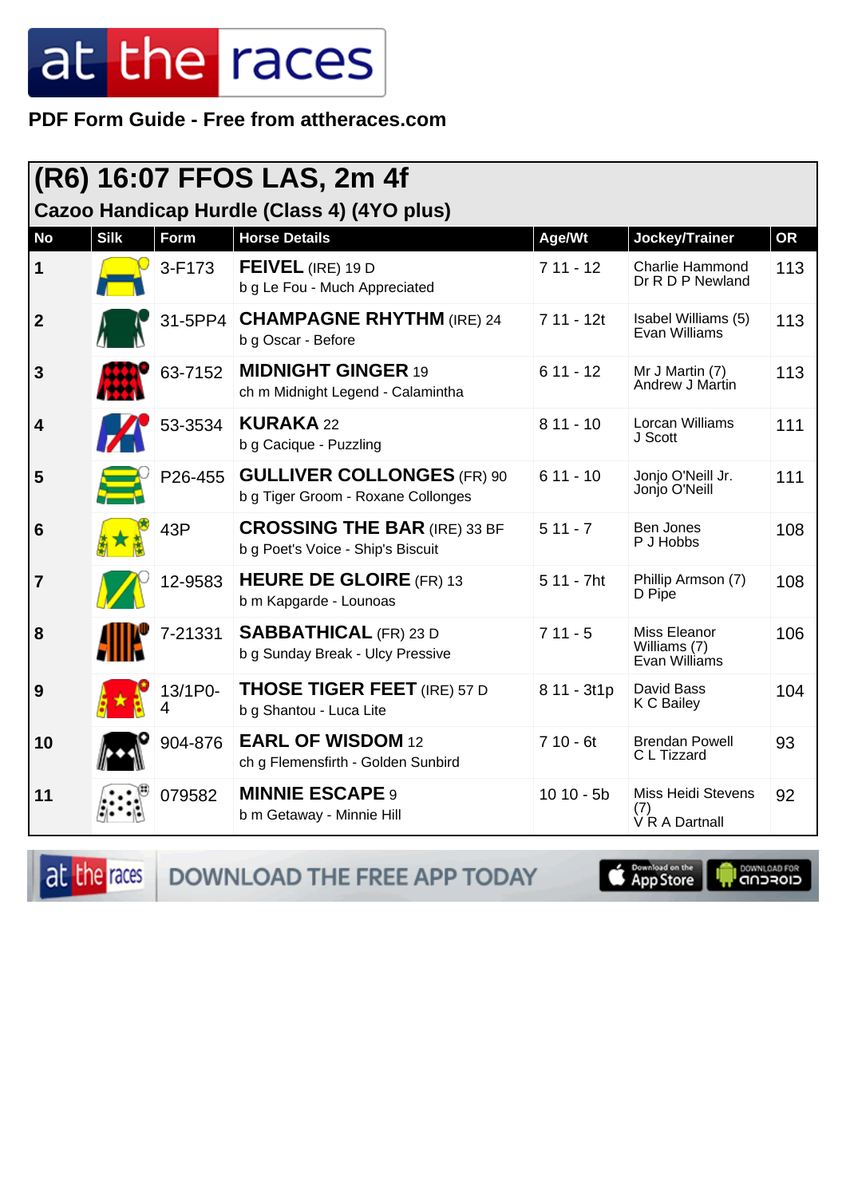PDF Form Guide - Free from attheraces.com

## (R6) 16:07 FFOS LAS, 2m 4f

### Cazoo Handicap Hurdle (Class 4) (4YO plus)

| No | Silk | Form | Horse Details | Age/Wt | Jockey/Trainer | OR |
|---|---|---|---|---|---|---|
| 1 | | 3-F173 | **FEIVEL** (IRE) 19 D<br>b g Le Fou - Much Appreciated | 7 11 - 12 | Charlie Hammond<br>Dr R D P Newland | 113 |
| 2 | | 31-5PP4 | **CHAMPAGNE RHYTHM** (IRE) 24<br>b g Oscar - Before | 7 11 - 12t | Isabel Williams (5)<br>Evan Williams | 113 |
| 3 | | 63-7152 | **MIDNIGHT GINGER** 19<br>ch m Midnight Legend - Calamintha | 6 11 - 12 | Mr J Martin (7)<br>Andrew J Martin | 113 |
| 4 | | 53-3534 | **KURAKA** 22<br>b g Cacique - Puzzling | 8 11 - 10 | Lorcan Williams<br>J Scott | 111 |
| 5 | | P26-455 | **GULLIVER COLLONGES** (FR) 90<br>b g Tiger Groom - Roxane Collonges | 6 11 - 10 | Jonjo O'Neill Jr.<br>Jonjo O'Neill | 111 |
| 6 | | 43P | **CROSSING THE BAR** (IRE) 33 BF<br>b g Poet's Voice - Ship's Biscuit | 5 11 - 7 | Ben Jones<br>P J Hobbs | 108 |
| 7 | | 12-9583 | **HEURE DE GLOIRE** (FR) 13<br>b m Kapgarde - Lounoas | 5 11 - 7ht | Phillip Armson (7)<br>D Pipe | 108 |
| 8 | | 7-21331 | **SABBATHICAL** (FR) 23 D<br>b g Sunday Break - Ulcy Pressive | 7 11 - 5 | Miss Eleanor Williams (7)<br>Evan Williams | 106 |
| 9 | | 13/1P0-4 | **THOSE TIGER FEET** (IRE) 57 D<br>b g Shantou - Luca Lite | 8 11 - 3t1p | David Bass<br>K C Bailey | 104 |
| 10 | | 904-876 | **EARL OF WISDOM** 12<br>ch g Flemensfirth - Golden Sunbird | 7 10 - 6t | Brendan Powell<br>C L Tizzard | 93 |
| 11 | | 079582 | **MINNIE ESCAPE** 9<br>b m Getaway - Minnie Hill | 10 10 - 5b | Miss Heidi Stevens (7)<br>V R A Dartnall | 92 |

DOWNLOAD THE FREE APP TODAY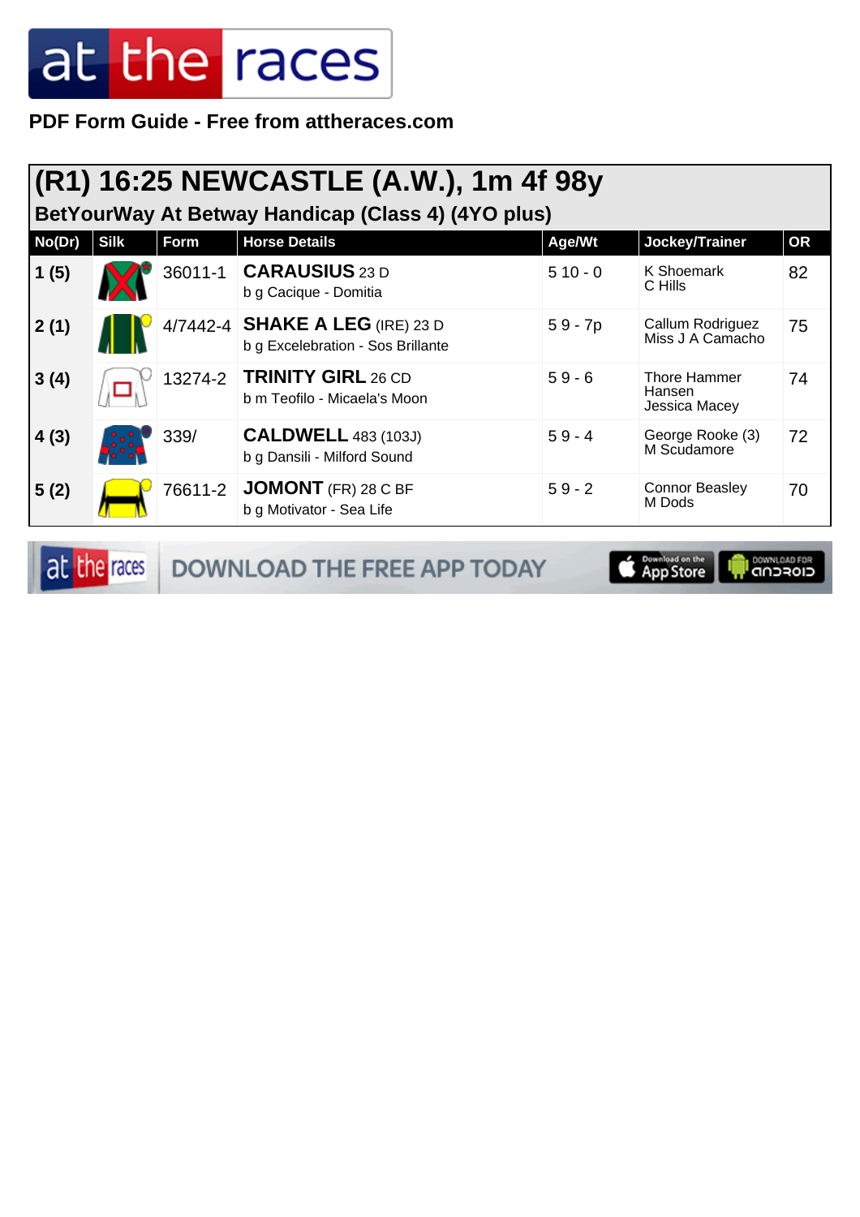# at the races

**PDF Form Guide - Free from attheraces.com**

## (R1) 16:25 NEWCASTLE (A.W.), 1m 4f 98y

### BetYourWay At Betway Handicap (Class 4) (4YO plus)

| No(Dr) | Silk | Form | Horse Details | Age/Wt | Jockey/Trainer | OR |
|---|---|---|---|---|---|---|
| 1 (5) | | 36011-1 | **CARAUSIUS** 23 D<br>b g Cacique - Domitia | 5 10 - 0 | K Shoemark<br>C Hills | 82 |
| 2 (1) | | 4/7442-4 | **SHAKE A LEG** (IRE) 23 D<br>b g Excelebration - Sos Brillante | 5 9 - 7p | Callum Rodriguez<br>Miss J A Camacho | 75 |
| 3 (4) | | 13274-2 | **TRINITY GIRL** 26 CD<br>b m Teofilo - Micaela's Moon | 5 9 - 6 | Thore Hammer Hansen<br>Jessica Macey | 74 |
| 4 (3) | | 339/ | **CALDWELL** 483 (103J)<br>b g Dansili - Milford Sound | 5 9 - 4 | George Rooke (3)<br>M Scudamore | 72 |
| 5 (2) | | 76611-2 | **JOMONT** (FR) 28 C BF<br>b g Motivator - Sea Life | 5 9 - 2 | Connor Beasley<br>M Dods | 70 |

at the races — DOWNLOAD THE FREE APP TODAY — Download on the App Store — DOWNLOAD FOR ANDROID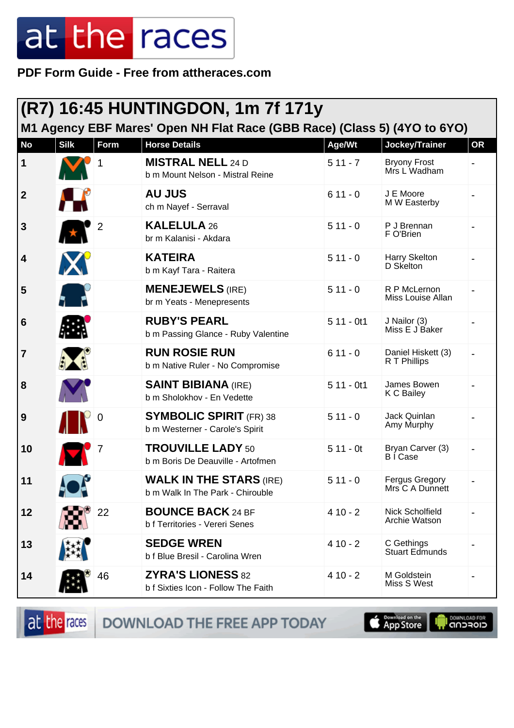**PDF Form Guide - Free from attheraces.com**

## (R7) 16:45 HUNTINGDON, 1m 7f 171y

### M1 Agency EBF Mares' Open NH Flat Race (GBB Race) (Class 5) (4YO to 6YO)

| No | Silk | Form | Horse Details | Age/Wt | Jockey/Trainer | OR |
|---|---|---|---|---|---|---|
| 1 | | 1 | **MISTRAL NELL** 24 D<br>b m Mount Nelson - Mistral Reine | 5 11 - 7 | Bryony Frost<br>Mrs L Wadham | - |
| 2 | | | **AU JUS**<br>ch m Nayef - Serraval | 6 11 - 0 | J E Moore<br>M W Easterby | - |
| 3 | | 2 | **KALELULA** 26<br>br m Kalanisi - Akdara | 5 11 - 0 | P J Brennan<br>F O'Brien | - |
| 4 | | | **KATEIRA**<br>b m Kayf Tara - Raitera | 5 11 - 0 | Harry Skelton<br>D Skelton | - |
| 5 | | | **MENEJEWELS** (IRE)<br>br m Yeats - Menepresents | 5 11 - 0 | R P McLernon<br>Miss Louise Allan | - |
| 6 | | | **RUBY'S PEARL**<br>b m Passing Glance - Ruby Valentine | 5 11 - 0t1 | J Nailor (3)<br>Miss E J Baker | - |
| 7 | | | **RUN ROSIE RUN**<br>b m Native Ruler - No Compromise | 6 11 - 0 | Daniel Hiskett (3)<br>R T Phillips | - |
| 8 | | | **SAINT BIBIANA** (IRE)<br>b m Sholokhov - En Vedette | 5 11 - 0t1 | James Bowen<br>K C Bailey | - |
| 9 | | 0 | **SYMBOLIC SPIRIT** (FR) 38<br>b m Westerner - Carole's Spirit | 5 11 - 0 | Jack Quinlan<br>Amy Murphy | - |
| 10 | | 7 | **TROUVILLE LADY** 50<br>b m Boris De Deauville - Artofmen | 5 11 - 0t | Bryan Carver (3)<br>B I Case | - |
| 11 | | | **WALK IN THE STARS** (IRE)<br>b m Walk In The Park - Chirouble | 5 11 - 0 | Fergus Gregory<br>Mrs C A Dunnett | - |
| 12 | | 22 | **BOUNCE BACK** 24 BF<br>b f Territories - Vereri Senes | 4 10 - 2 | Nick Scholfield<br>Archie Watson | - |
| 13 | | | **SEDGE WREN**<br>b f Blue Bresil - Carolina Wren | 4 10 - 2 | C Gethings<br>Stuart Edmunds | - |
| 14 | | 46 | **ZYRA'S LIONESS** 82<br>b f Sixties Icon - Follow The Faith | 4 10 - 2 | M Goldstein<br>Miss S West | - |

DOWNLOAD THE FREE APP TODAY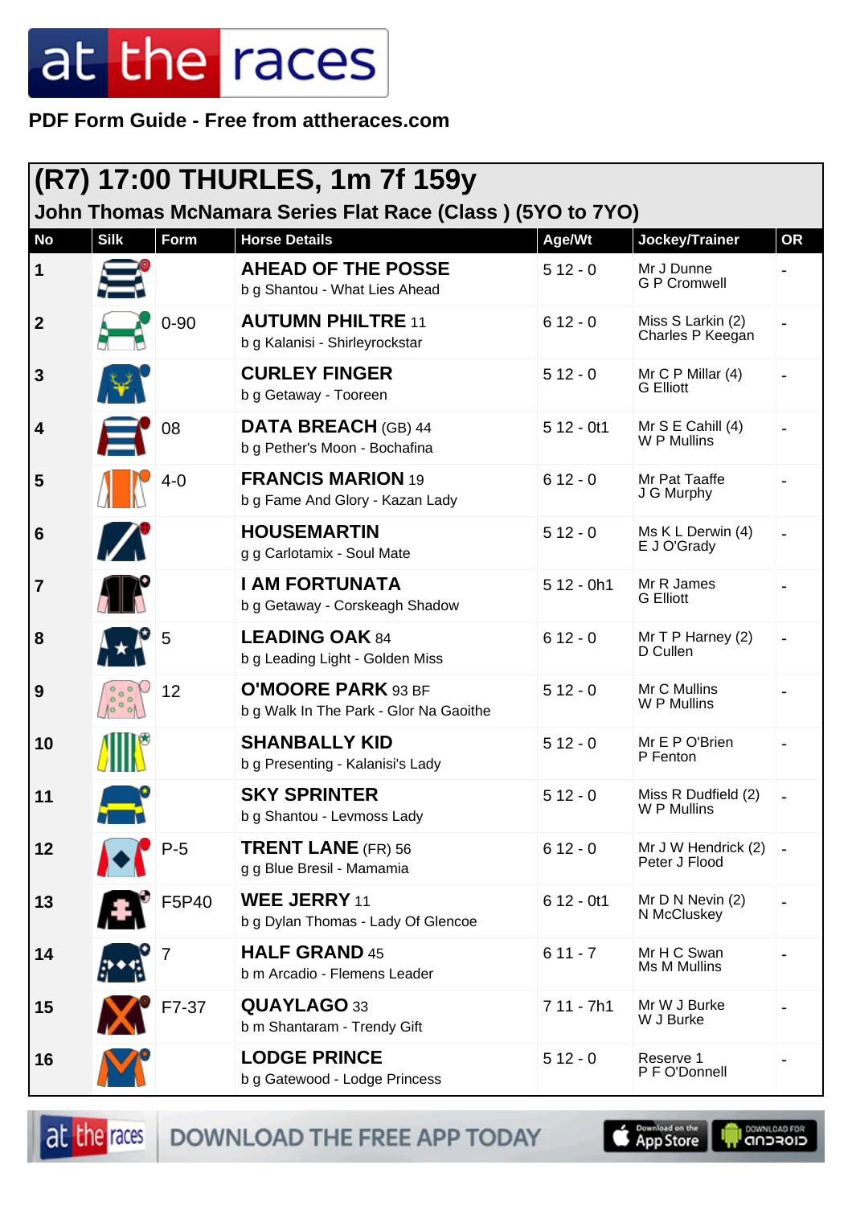# at the races

**PDF Form Guide - Free from attheraces.com**

## (R7) 17:00 THURLES, 1m 7f 159y

### John Thomas McNamara Series Flat Race (Class ) (5YO to 7YO)

| No | Silk | Form | Horse Details | Age/Wt | Jockey/Trainer | OR |
|---|---|---|---|---|---|---|
| 1 | | | **AHEAD OF THE POSSE**<br>b g Shantou - What Lies Ahead | 5 12 - 0 | Mr J Dunne<br>G P Cromwell | - |
| 2 | | 0-90 | **AUTUMN PHILTRE** 11<br>b g Kalanisi - Shirleyrockstar | 6 12 - 0 | Miss S Larkin (2)<br>Charles P Keegan | - |
| 3 | | | **CURLEY FINGER**<br>b g Getaway - Tooreen | 5 12 - 0 | Mr C P Millar (4)<br>G Elliott | - |
| 4 | | 08 | **DATA BREACH** (GB) 44<br>b g Pether's Moon - Bochafina | 5 12 - 0t1 | Mr S E Cahill (4)<br>W P Mullins | - |
| 5 | | 4-0 | **FRANCIS MARION** 19<br>b g Fame And Glory - Kazan Lady | 6 12 - 0 | Mr Pat Taaffe<br>J G Murphy | - |
| 6 | | | **HOUSEMARTIN**<br>g g Carlotamix - Soul Mate | 5 12 - 0 | Ms K L Derwin (4)<br>E J O'Grady | - |
| 7 | | | **I AM FORTUNATA**<br>b g Getaway - Corskeagh Shadow | 5 12 - 0h1 | Mr R James<br>G Elliott | - |
| 8 | | 5 | **LEADING OAK** 84<br>b g Leading Light - Golden Miss | 6 12 - 0 | Mr T P Harney (2)<br>D Cullen | - |
| 9 | | 12 | **O'MOORE PARK** 93 BF<br>b g Walk In The Park - Glor Na Gaoithe | 5 12 - 0 | Mr C Mullins<br>W P Mullins | - |
| 10 | | | **SHANBALLY KID**<br>b g Presenting - Kalanisi's Lady | 5 12 - 0 | Mr E P O'Brien<br>P Fenton | - |
| 11 | | | **SKY SPRINTER**<br>b g Shantou - Levmoss Lady | 5 12 - 0 | Miss R Dudfield (2)<br>W P Mullins | - |
| 12 | | P-5 | **TRENT LANE** (FR) 56<br>g g Blue Bresil - Mamamia | 6 12 - 0 | Mr J W Hendrick (2)<br>Peter J Flood | - |
| 13 | | F5P40 | **WEE JERRY** 11<br>b g Dylan Thomas - Lady Of Glencoe | 6 12 - 0t1 | Mr D N Nevin (2)<br>N McCluskey | - |
| 14 | | 7 | **HALF GRAND** 45<br>b m Arcadio - Flemens Leader | 6 11 - 7 | Mr H C Swan<br>Ms M Mullins | - |
| 15 | | F7-37 | **QUAYLAGO** 33<br>b m Shantaram - Trendy Gift | 7 11 - 7h1 | Mr W J Burke<br>W J Burke | - |
| 16 | | | **LODGE PRINCE**<br>b g Gatewood - Lodge Princess | 5 12 - 0 | Reserve 1<br>P F O'Donnell | - |

at the races DOWNLOAD THE FREE APP TODAY